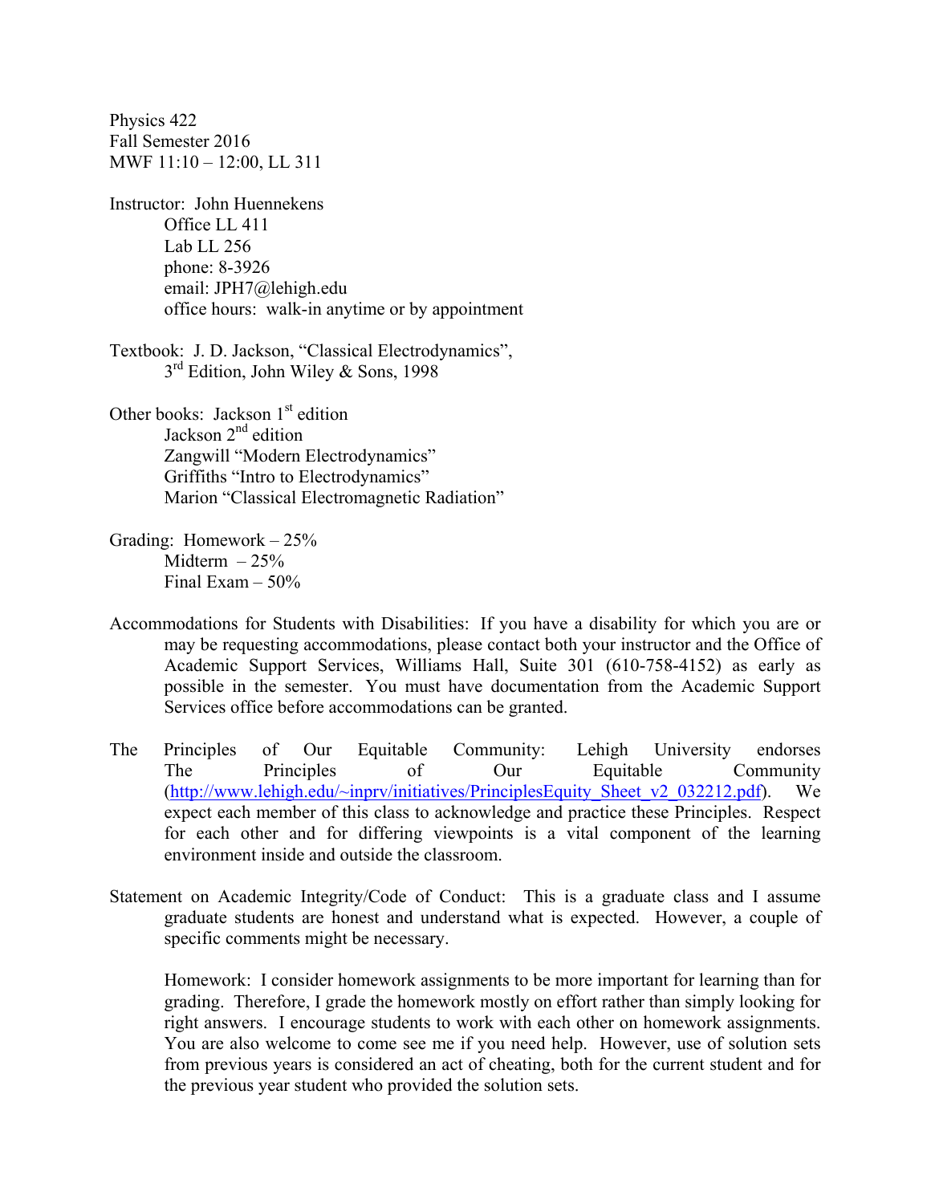Physics 422
Fall Semester 2016
MWF 11:10 – 12:00, LL 311

Instructor: John Huennekens
 Office LL 411
 Lab LL 256
 phone: 8-3926
 email: JPH7@lehigh.edu
 office hours: walk-in anytime or by appointment

Textbook: J. D. Jackson, "Classical Electrodynamics",
 3rd Edition, John Wiley & Sons, 1998

Other books: Jackson 1st edition
 Jackson 2nd edition
 Zangwill "Modern Electrodynamics"
 Griffiths "Intro to Electrodynamics"
 Marion "Classical Electromagnetic Radiation"

Grading: Homework – 25%
 Midterm – 25%
 Final Exam – 50%

Accommodations for Students with Disabilities: If you have a disability for which you are or may be requesting accommodations, please contact both your instructor and the Office of Academic Support Services, Williams Hall, Suite 301 (610-758-4152) as early as possible in the semester. You must have documentation from the Academic Support Services office before accommodations can be granted.

The Principles of Our Equitable Community: Lehigh University endorses The Principles of Our Equitable Community (http://www.lehigh.edu/~inprv/initiatives/PrinciplesEquity_Sheet_v2_032212.pdf). We expect each member of this class to acknowledge and practice these Principles. Respect for each other and for differing viewpoints is a vital component of the learning environment inside and outside the classroom.

Statement on Academic Integrity/Code of Conduct: This is a graduate class and I assume graduate students are honest and understand what is expected. However, a couple of specific comments might be necessary.

Homework: I consider homework assignments to be more important for learning than for grading. Therefore, I grade the homework mostly on effort rather than simply looking for right answers. I encourage students to work with each other on homework assignments. You are also welcome to come see me if you need help. However, use of solution sets from previous years is considered an act of cheating, both for the current student and for the previous year student who provided the solution sets.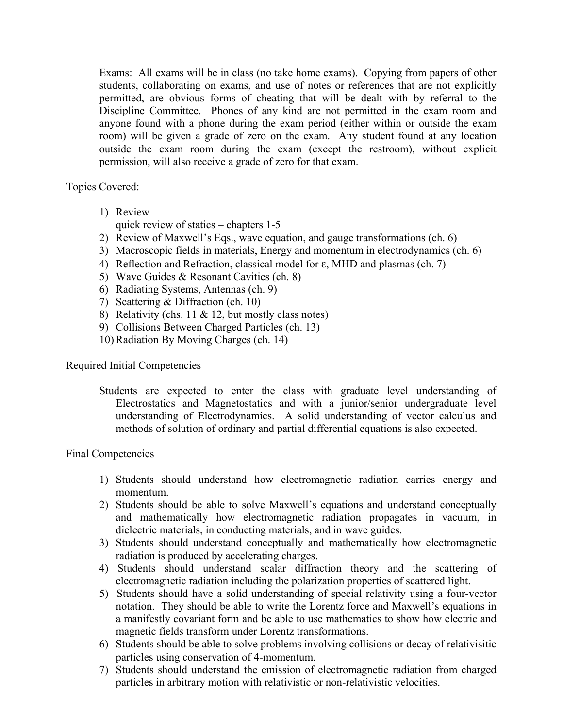Exams: All exams will be in class (no take home exams). Copying from papers of other students, collaborating on exams, and use of notes or references that are not explicitly permitted, are obvious forms of cheating that will be dealt with by referral to the Discipline Committee. Phones of any kind are not permitted in the exam room and anyone found with a phone during the exam period (either within or outside the exam room) will be given a grade of zero on the exam. Any student found at any location outside the exam room during the exam (except the restroom), without explicit permission, will also receive a grade of zero for that exam.

Topics Covered:

1) Review
   quick review of statics – chapters 1-5
2) Review of Maxwell's Eqs., wave equation, and gauge transformations (ch. 6)
3) Macroscopic fields in materials, Energy and momentum in electrodynamics (ch. 6)
4) Reflection and Refraction, classical model for $\varepsilon$, MHD and plasmas (ch. 7)
5) Wave Guides & Resonant Cavities (ch. 8)
6) Radiating Systems, Antennas (ch. 9)
7) Scattering & Diffraction (ch. 10)
8) Relativity (chs. 11 & 12, but mostly class notes)
9) Collisions Between Charged Particles (ch. 13)
10) Radiation By Moving Charges (ch. 14)

Required Initial Competencies

Students are expected to enter the class with graduate level understanding of Electrostatics and Magnetostatics and with a junior/senior undergraduate level understanding of Electrodynamics. A solid understanding of vector calculus and methods of solution of ordinary and partial differential equations is also expected.

Final Competencies

1) Students should understand how electromagnetic radiation carries energy and momentum.
2) Students should be able to solve Maxwell's equations and understand conceptually and mathematically how electromagnetic radiation propagates in vacuum, in dielectric materials, in conducting materials, and in wave guides.
3) Students should understand conceptually and mathematically how electromagnetic radiation is produced by accelerating charges.
4) Students should understand scalar diffraction theory and the scattering of electromagnetic radiation including the polarization properties of scattered light.
5) Students should have a solid understanding of special relativity using a four-vector notation. They should be able to write the Lorentz force and Maxwell's equations in a manifestly covariant form and be able to use mathematics to show how electric and magnetic fields transform under Lorentz transformations.
6) Students should be able to solve problems involving collisions or decay of relativisitic particles using conservation of 4-momentum.
7) Students should understand the emission of electromagnetic radiation from charged particles in arbitrary motion with relativistic or non-relativistic velocities.